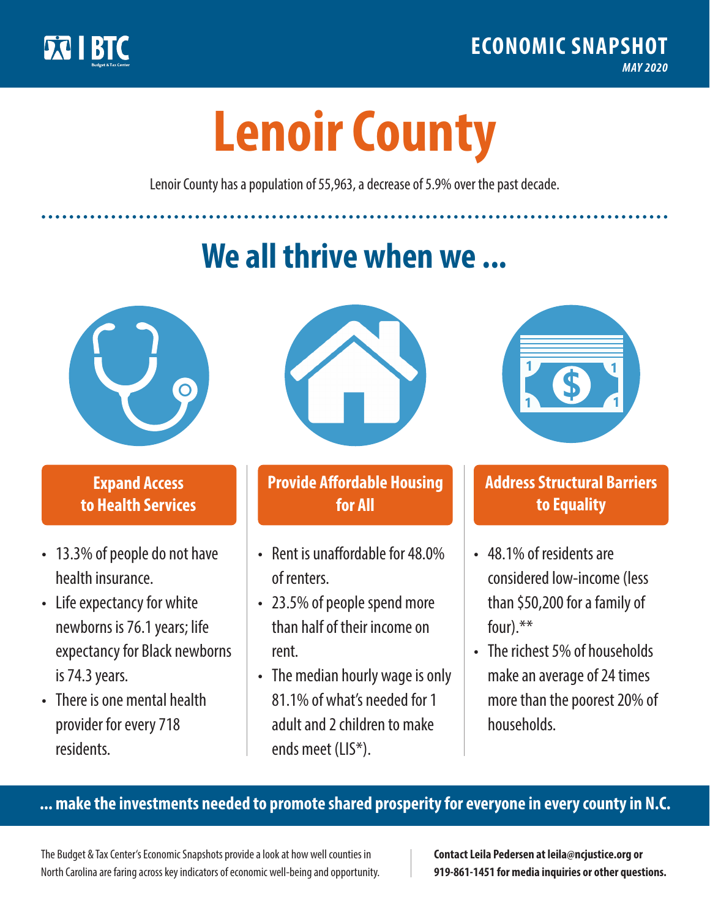BTC Budget & Tax Center

**ECONOMIC SNAPSHOT**
*MAY 2020*

# Lenoir County

Lenoir County has a population of 55,963, a decrease of 5.9% over the past decade.

## We all thrive when we ...

### Expand Access to Health Services

- 13.3% of people do not have health insurance.
- Life expectancy for white newborns is 76.1 years; life expectancy for Black newborns is 74.3 years.
- There is one mental health provider for every 718 residents.

### Provide Affordable Housing for All

- Rent is unaffordable for 48.0% of renters.
- 23.5% of people spend more than half of their income on rent.
- The median hourly wage is only 81.1% of what's needed for 1 adult and 2 children to make ends meet (LIS*).

### Address Structural Barriers to Equality

- 48.1% of residents are considered low-income (less than $50,200 for a family of four).**
- The richest 5% of households make an average of 24 times more than the poorest 20% of households.

**... make the investments needed to promote shared prosperity for everyone in every county in N.C.**

The Budget & Tax Center's Economic Snapshots provide a look at how well counties in North Carolina are faring across key indicators of economic well-being and opportunity.

**Contact Leila Pedersen at leila@ncjustice.org or 919-861-1451 for media inquiries or other questions.**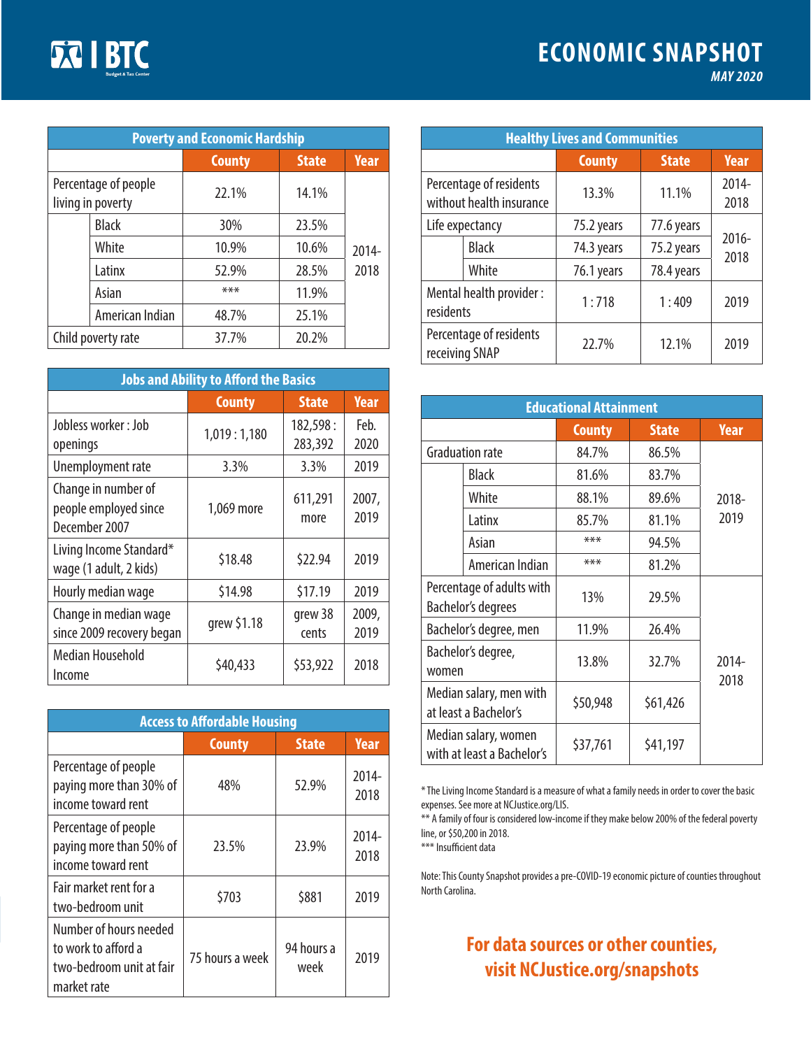BTC Budget & Tax Center

# ECONOMIC SNAPSHOT

*MAY 2020*

## Poverty and Economic Hardship

| | | County | State | Year |
|---|---|---|---|---|
| Percentage of people living in poverty | | 22.1% | 14.1% | 2014-2018 |
| | Black | 30% | 23.5% | |
| | White | 10.9% | 10.6% | |
| | Latinx | 52.9% | 28.5% | |
| | Asian | *** | 11.9% | |
| | American Indian | 48.7% | 25.1% | |
| Child poverty rate | | 37.7% | 20.2% | |

## Jobs and Ability to Afford the Basics

| | County | State | Year |
|---|---|---|---|
| Jobless worker : Job openings | 1,019 : 1,180 | 182,598 : 283,392 | Feb. 2020 |
| Unemployment rate | 3.3% | 3.3% | 2019 |
| Change in number of people employed since December 2007 | 1,069 more | 611,291 more | 2007, 2019 |
| Living Income Standard* wage (1 adult, 2 kids) | $18.48 | $22.94 | 2019 |
| Hourly median wage | $14.98 | $17.19 | 2019 |
| Change in median wage since 2009 recovery began | grew $1.18 | grew 38 cents | 2009, 2019 |
| Median Household Income | $40,433 | $53,922 | 2018 |

## Access to Affordable Housing

| | County | State | Year |
|---|---|---|---|
| Percentage of people paying more than 30% of income toward rent | 48% | 52.9% | 2014-2018 |
| Percentage of people paying more than 50% of income toward rent | 23.5% | 23.9% | 2014-2018 |
| Fair market rent for a two-bedroom unit | $703 | $881 | 2019 |
| Number of hours needed to work to afford a two-bedroom unit at fair market rate | 75 hours a week | 94 hours a week | 2019 |

## Healthy Lives and Communities

| | | County | State | Year |
|---|---|---|---|---|
| Percentage of residents without health insurance | | 13.3% | 11.1% | 2014-2018 |
| Life expectancy | | 75.2 years | 77.6 years | 2016-2018 |
| | Black | 74.3 years | 75.2 years | |
| | White | 76.1 years | 78.4 years | |
| Mental health provider : residents | | 1 : 718 | 1 : 409 | 2019 |
| Percentage of residents receiving SNAP | | 22.7% | 12.1% | 2019 |

## Educational Attainment

| | | County | State | Year |
|---|---|---|---|---|
| Graduation rate | | 84.7% | 86.5% | 2018-2019 |
| | Black | 81.6% | 83.7% | |
| | White | 88.1% | 89.6% | |
| | Latinx | 85.7% | 81.1% | |
| | Asian | *** | 94.5% | |
| | American Indian | *** | 81.2% | |
| Percentage of adults with Bachelor's degrees | | 13% | 29.5% | 2014-2018 |
| Bachelor's degree, men | | 11.9% | 26.4% | |
| Bachelor's degree, women | | 13.8% | 32.7% | |
| Median salary, men with at least a Bachelor's | | $50,948 | $61,426 | |
| Median salary, women with at least a Bachelor's | | $37,761 | $41,197 | |

* The Living Income Standard is a measure of what a family needs in order to cover the basic expenses. See more at NCJustice.org/LIS.

** A family of four is considered low-income if they make below 200% of the federal poverty line, or $50,200 in 2018.

*** Insufficient data

Note: This County Snapshot provides a pre-COVID-19 economic picture of counties throughout North Carolina.

**For data sources or other counties, visit NCJustice.org/snapshots**